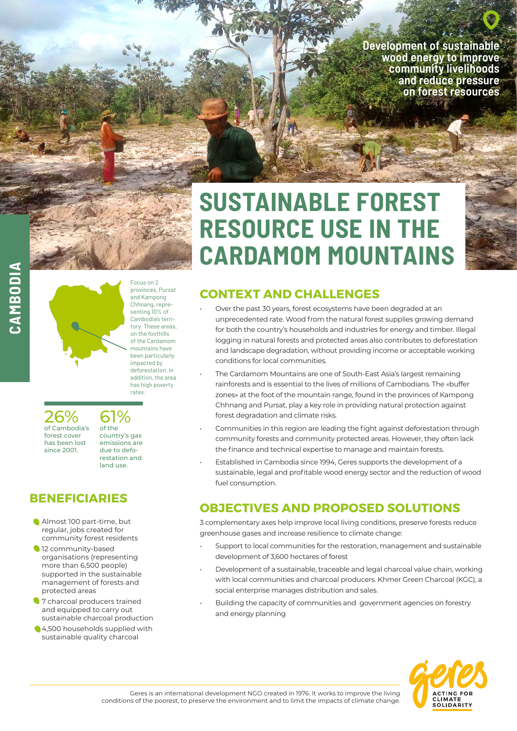CAMBODIA

Development of sustainable wood energy to improve community livelihoods and reduce pressure on forest resources

# SUSTAINABLE FOREST RESOURCE USE IN THE CARDAMOM MOUNTAINS

Focus on 2 provinces, Pursat and Kampong Chhnang, representing 10% of Cambodia's territory. These areas, on the foothills of the Cardamom mountains have been particularly impacted by deforestation. In addition, the area has high poverty rates.

**26%** of Cambodia's forest cover has been lost since 2001.

**61%** of the country's gas emissions are due to deforestation and land use.

## BENEFICIARIES

- Almost 100 part-time, but regular, jobs created for community forest residents
- 12 community-based organisations (representing more than 6,500 people) supported in the sustainable management of forests and protected areas
- 7 charcoal producers trained and equipped to carry out sustainable charcoal production
- 4,500 households supplied with sustainable quality charcoal

## CONTEXT AND CHALLENGES

- Over the past 30 years, forest ecosystems have been degraded at an unprecedented rate. Wood from the natural forest supplies growing demand for both the country's households and industries for energy and timber. Illegal logging in natural forests and protected areas also contributes to deforestation and landscape degradation, without providing income or acceptable working conditions for local communities.
- The Cardamom Mountains are one of South-East Asia's largest remaining rainforests and is essential to the lives of millions of Cambodians. The «buffer zones» at the foot of the mountain range, found in the provinces of Kampong Chhnang and Pursat, play a key role in providing natural protection against forest degradation and climate risks.
- Communities in this region are leading the fight against deforestation through community forests and community protected areas. However, they often lack the finance and technical expertise to manage and maintain forests.
- Established in Cambodia since 1994, Geres supports the development of a sustainable, legal and profitable wood energy sector and the reduction of wood fuel consumption.

## OBJECTIVES AND PROPOSED SOLUTIONS

3 complementary axes help improve local living conditions, preserve forests reduce greenhouse gases and increase resilience to climate change:

- Support to local communities for the restoration, management and sustainable development of 3,600 hectares of forest
- Development of a sustainable, traceable and legal charcoal value chain, working with local communities and charcoal producers. Khmer Green Charcoal (KGC), a social enterprise manages distribution and sales.
- Building the capacity of communities and government agencies on forestry and energy planning

Geres is an international development NGO created in 1976. It works to improve the living conditions of the poorest, to preserve the environment and to limit the impacts of climate change.

geres — ACTING FOR CLIMATE SOLIDARITY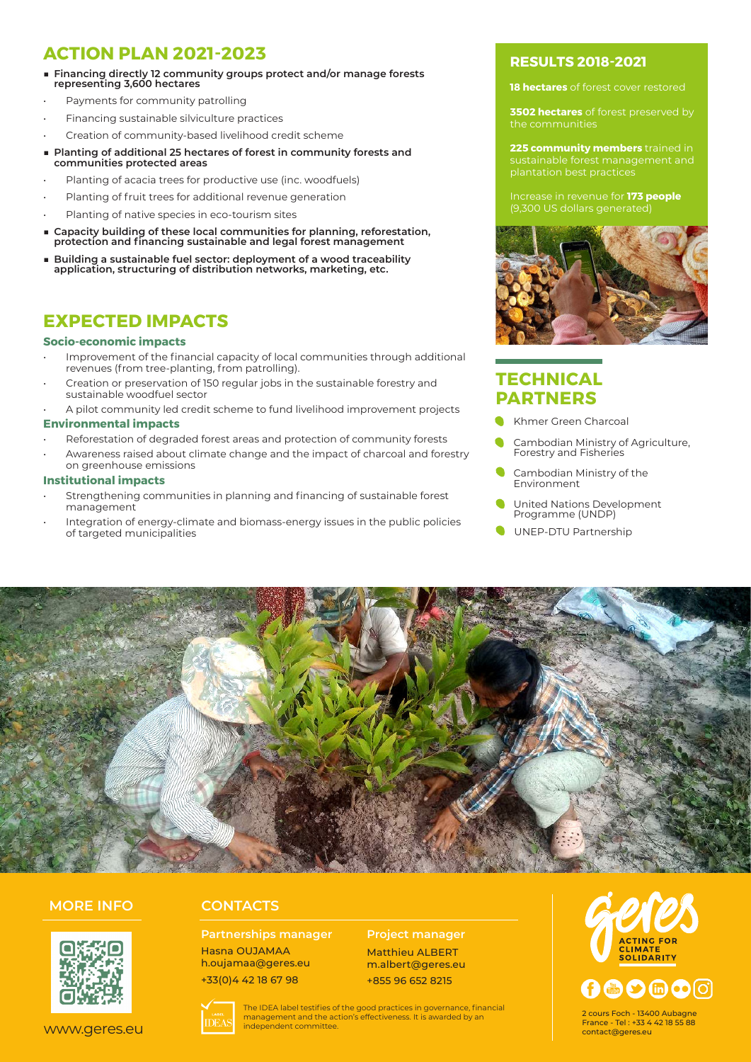## ACTION PLAN 2021-2023

- **Financing directly 12 community groups protect and/or manage forests representing 3,600 hectares**
  - Payments for community patrolling
  - Financing sustainable silviculture practices
  - Creation of community-based livelihood credit scheme
- **Planting of additional 25 hectares of forest in community forests and communities protected areas**
  - Planting of acacia trees for productive use (inc. woodfuels)
  - Planting of fruit trees for additional revenue generation
  - Planting of native species in eco-tourism sites
- **Capacity building of these local communities for planning, reforestation, protection and financing sustainable and legal forest management**
- **Building a sustainable fuel sector: deployment of a wood traceability application, structuring of distribution networks, marketing, etc.**

## EXPECTED IMPACTS

### Socio-economic impacts

- Improvement of the financial capacity of local communities through additional revenues (from tree-planting, from patrolling).
- Creation or preservation of 150 regular jobs in the sustainable forestry and sustainable woodfuel sector
- A pilot community led credit scheme to fund livelihood improvement projects

### Environmental impacts

- Reforestation of degraded forest areas and protection of community forests
- Awareness raised about climate change and the impact of charcoal and forestry on greenhouse emissions

### Institutional impacts

- Strengthening communities in planning and financing of sustainable forest management
- Integration of energy-climate and biomass-energy issues in the public policies of targeted municipalities

## RESULTS 2018-2021

**18 hectares** of forest cover restored

**3502 hectares** of forest preserved by the communities

**225 community members** trained in sustainable forest management and plantation best practices

Increase in revenue for **173 people** (9,300 US dollars generated)

## TECHNICAL PARTNERS

- Khmer Green Charcoal
- Cambodian Ministry of Agriculture, Forestry and Fisheries
- Cambodian Ministry of the Environment
- United Nations Development Programme (UNDP)
- UNEP-DTU Partnership

## MORE INFO

www.geres.eu

## CONTACTS

**Partnerships manager**
Hasna OUJAMAA
h.oujamaa@geres.eu
+33(0)4 42 18 67 98

**Project manager**
Matthieu ALBERT
m.albert@geres.eu
+855 96 652 8215

The IDEA label testifies of the good practices in governance, financial management and the action's effectiveness. It is awarded by an independent committee.

geres
ACTING FOR CLIMATE SOLIDARITY

2 cours Foch - 13400 Aubagne
France - Tel : +33 4 42 18 55 88
contact@geres.eu